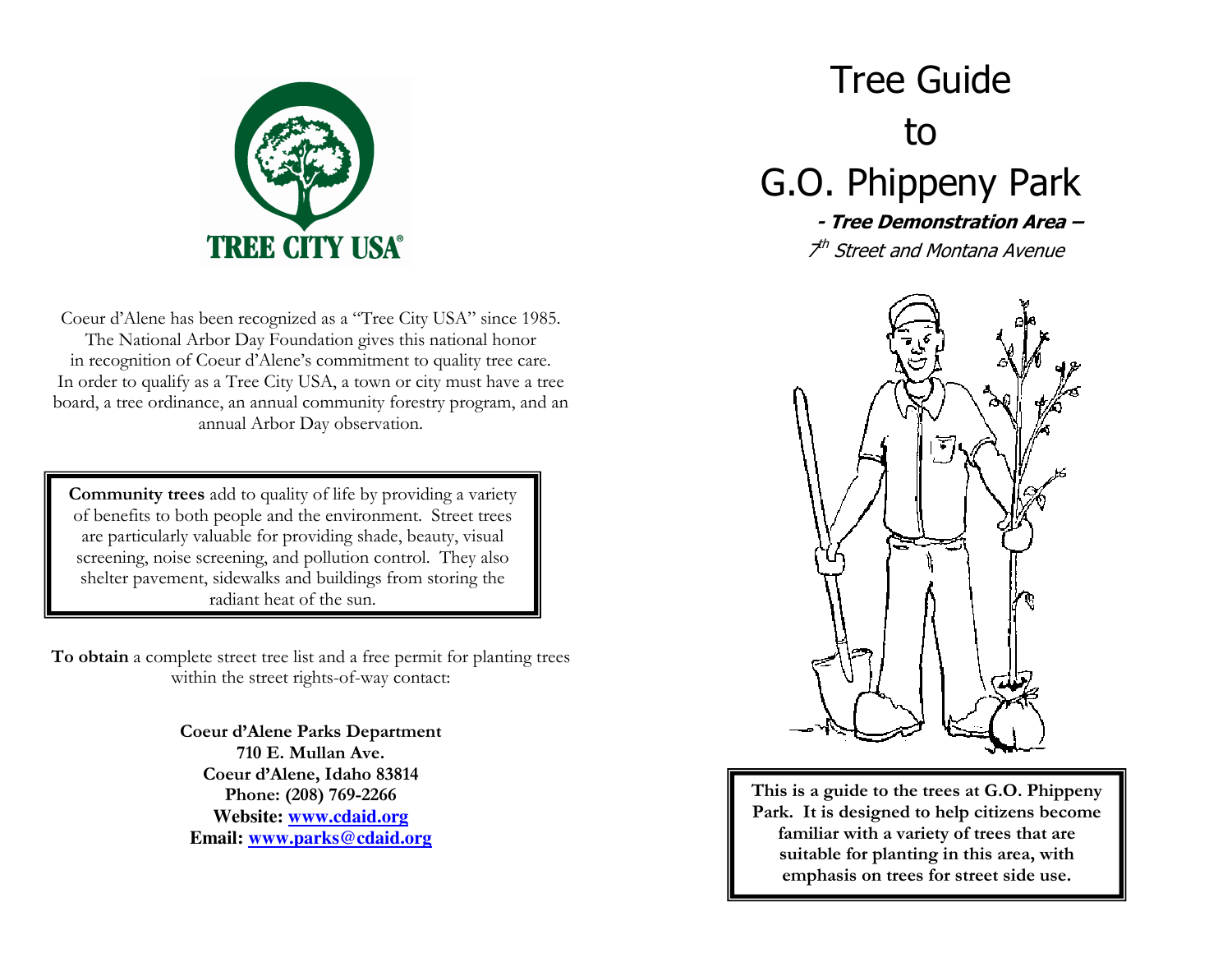TREE CITY USA®

Coeur d'Alene has been recognized as a "Tree City USA" since 1985. The National Arbor Day Foundation gives this national honor in recognition of Coeur d'Alene's commitment to quality tree care. In order to qualify as a Tree City USA, a town or city must have a tree board, a tree ordinance, an annual community forestry program, and an annual Arbor Day observation.

**Community trees** add to quality of life by providing a variety of benefits to both people and the environment. Street trees are particularly valuable for providing shade, beauty, visual screening, noise screening, and pollution control. They also shelter pavement, sidewalks and buildings from storing the radiant heat of the sun.

**To obtain** a complete street tree list and a free permit for planting trees within the street rights-of-way contact:

**Coeur d'Alene Parks Department**
**710 E. Mullan Ave.**
**Coeur d'Alene, Idaho 83814**
**Phone: (208) 769-2266**
**Website: www.cdaid.org**
**Email: www.parks@cdaid.org**

# Tree Guide to G.O. Phippeny Park

***- Tree Demonstration Area –***

*7th Street and Montana Avenue*

**This is a guide to the trees at G.O. Phippeny Park. It is designed to help citizens become familiar with a variety of trees that are suitable for planting in this area, with emphasis on trees for street side use.**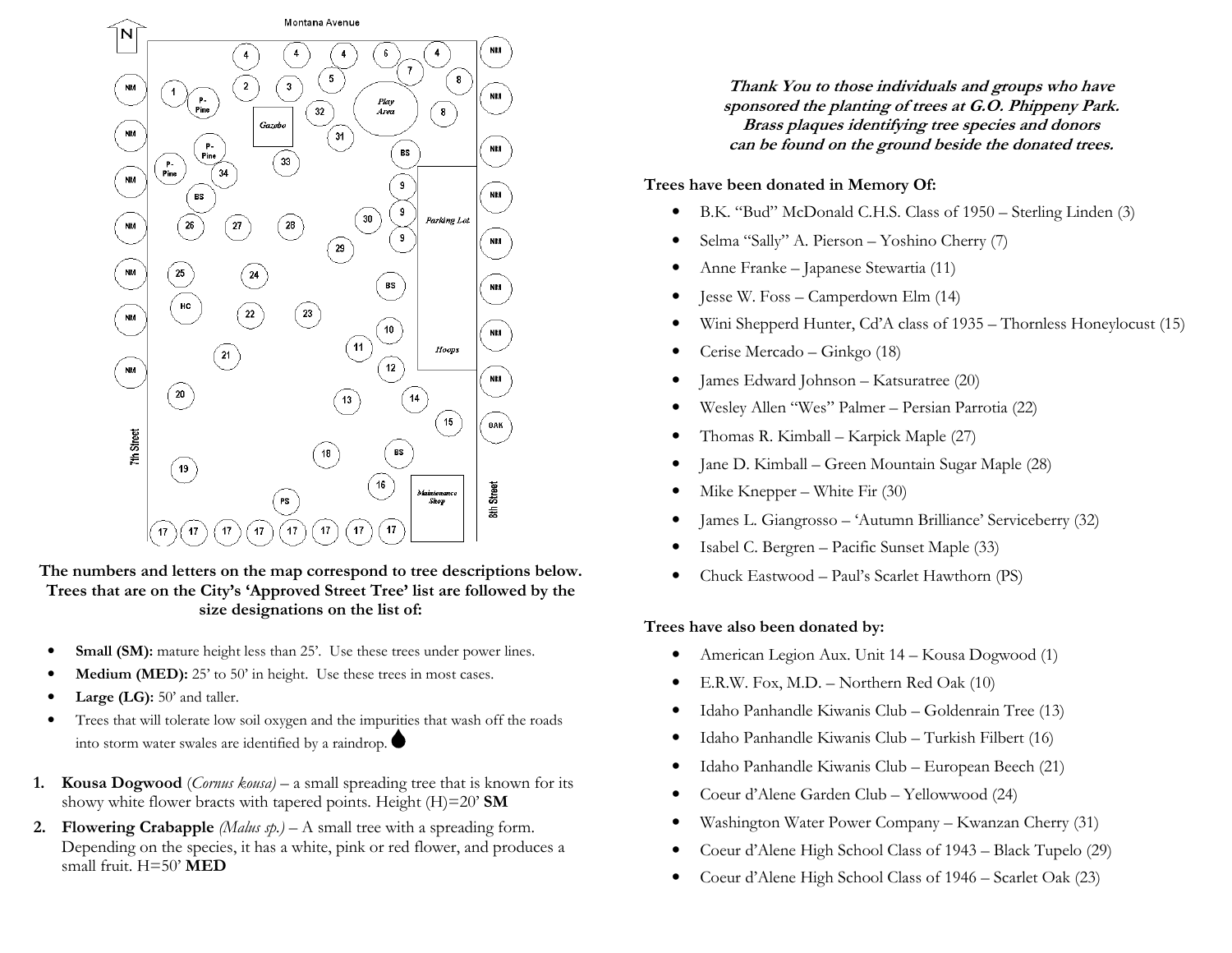Montana Avenue

7th Street

8th Street

The numbers and letters on the map correspond to tree descriptions below. Trees that are on the City's 'Approved Street Tree' list are followed by the size designations on the list of:

- **Small (SM):** mature height less than 25'. Use these trees under power lines.
- **Medium (MED):** 25' to 50' in height. Use these trees in most cases.
- **Large (LG):** 50' and taller.
- Trees that will tolerate low soil oxygen and the impurities that wash off the roads into storm water swales are identified by a raindrop.

1. **Kousa Dogwood** (*Cornus kousa)* – a small spreading tree that is known for its showy white flower bracts with tapered points. Height (H)=20' **SM**
2. **Flowering Crabapple** *(Malus sp.)* – A small tree with a spreading form. Depending on the species, it has a white, pink or red flower, and produces a small fruit. H=50' **MED**

**Thank You to those individuals and groups who have sponsored the planting of trees at G.O. Phippeny Park. Brass plaques identifying tree species and donors can be found on the ground beside the donated trees.**

**Trees have been donated in Memory Of:**

- B.K. "Bud" McDonald C.H.S. Class of 1950 – Sterling Linden (3)
- Selma "Sally" A. Pierson – Yoshino Cherry (7)
- Anne Franke – Japanese Stewartia (11)
- Jesse W. Foss – Camperdown Elm (14)
- Wini Shepperd Hunter, Cd'A class of 1935 – Thornless Honeylocust (15)
- Cerise Mercado – Ginkgo (18)
- James Edward Johnson – Katsuratree (20)
- Wesley Allen "Wes" Palmer – Persian Parrotia (22)
- Thomas R. Kimball – Karpick Maple (27)
- Jane D. Kimball – Green Mountain Sugar Maple (28)
- Mike Knepper – White Fir (30)
- James L. Giangrosso – 'Autumn Brilliance' Serviceberry (32)
- Isabel C. Bergren – Pacific Sunset Maple (33)
- Chuck Eastwood – Paul's Scarlet Hawthorn (PS)

**Trees have also been donated by:**

- American Legion Aux. Unit 14 – Kousa Dogwood (1)
- E.R.W. Fox, M.D. – Northern Red Oak (10)
- Idaho Panhandle Kiwanis Club – Goldenrain Tree (13)
- Idaho Panhandle Kiwanis Club – Turkish Filbert (16)
- Idaho Panhandle Kiwanis Club – European Beech (21)
- Coeur d'Alene Garden Club – Yellowwood (24)
- Washington Water Power Company – Kwanzan Cherry (31)
- Coeur d'Alene High School Class of 1943 – Black Tupelo (29)
- Coeur d'Alene High School Class of 1946 – Scarlet Oak (23)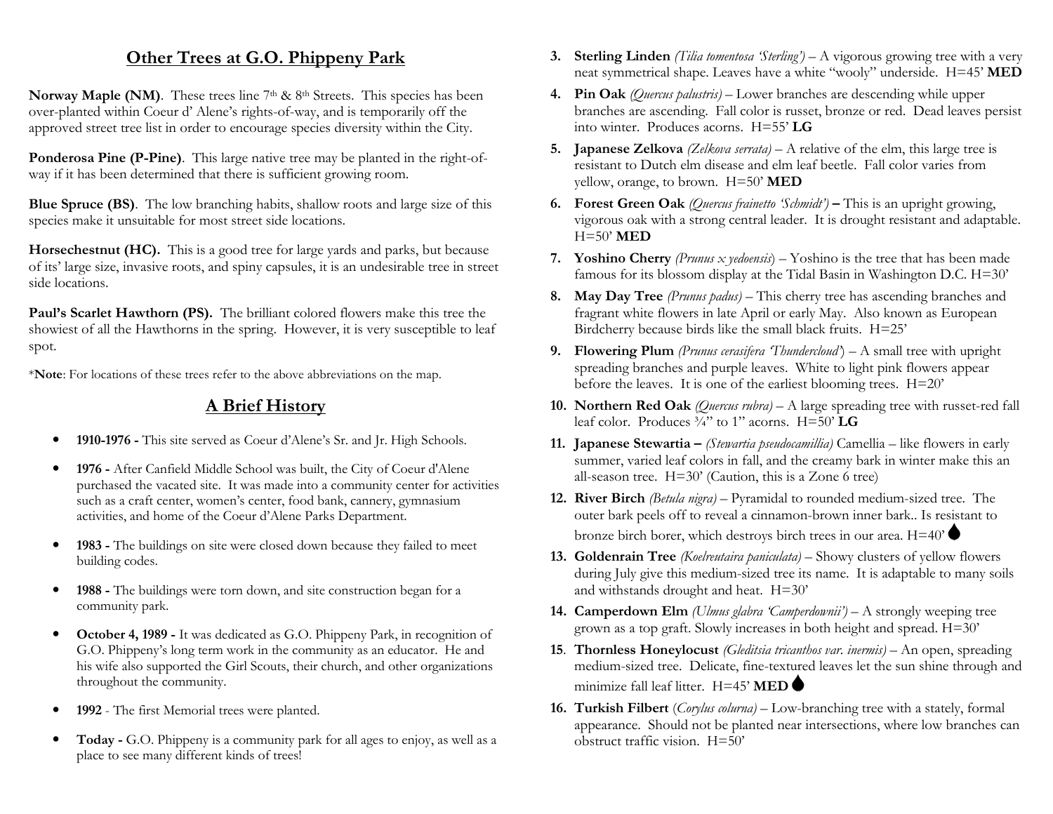## Other Trees at G.O. Phippeny Park

**Norway Maple (NM)**. These trees line 7th & 8th Streets. This species has been over-planted within Coeur d' Alene's rights-of-way, and is temporarily off the approved street tree list in order to encourage species diversity within the City.

**Ponderosa Pine (P-Pine)**. This large native tree may be planted in the right-of-way if it has been determined that there is sufficient growing room.

**Blue Spruce (BS)**. The low branching habits, shallow roots and large size of this species make it unsuitable for most street side locations.

**Horsechestnut (HC).** This is a good tree for large yards and parks, but because of its' large size, invasive roots, and spiny capsules, it is an undesirable tree in street side locations.

**Paul's Scarlet Hawthorn (PS).** The brilliant colored flowers make this tree the showiest of all the Hawthorns in the spring. However, it is very susceptible to leaf spot.

*__Note__: For locations of these trees refer to the above abbreviations on the map.

## A Brief History

- **1910-1976 -** This site served as Coeur d'Alene's Sr. and Jr. High Schools.
- **1976 -** After Canfield Middle School was built, the City of Coeur d'Alene purchased the vacated site. It was made into a community center for activities such as a craft center, women's center, food bank, cannery, gymnasium activities, and home of the Coeur d'Alene Parks Department.
- **1983 -** The buildings on site were closed down because they failed to meet building codes.
- **1988 -** The buildings were torn down, and site construction began for a community park.
- **October 4, 1989 -** It was dedicated as G.O. Phippeny Park, in recognition of G.O. Phippeny's long term work in the community as an educator. He and his wife also supported the Girl Scouts, their church, and other organizations throughout the community.
- **1992** - The first Memorial trees were planted.
- **Today -** G.O. Phippeny is a community park for all ages to enjoy, as well as a place to see many different kinds of trees!

3. **Sterling Linden** *(Tilia tomentosa 'Sterling')* – A vigorous growing tree with a very neat symmetrical shape. Leaves have a white "wooly" underside. H=45' **MED**
4. **Pin Oak** *(Quercus palustris)* – Lower branches are descending while upper branches are ascending. Fall color is russet, bronze or red. Dead leaves persist into winter. Produces acorns. H=55' **LG**
5. **Japanese Zelkova** *(Zelkova serrata)* – A relative of the elm, this large tree is resistant to Dutch elm disease and elm leaf beetle. Fall color varies from yellow, orange, to brown. H=50' **MED**
6. **Forest Green Oak** *(Quercus frainetto 'Schmidt')* **–** This is an upright growing, vigorous oak with a strong central leader. It is drought resistant and adaptable. H=50' **MED**
7. **Yoshino Cherry** *(Prunus x yedoensis)* – Yoshino is the tree that has been made famous for its blossom display at the Tidal Basin in Washington D.C. H=30'
8. **May Day Tree** *(Prunus padus)* – This cherry tree has ascending branches and fragrant white flowers in late April or early May. Also known as European Birdcherry because birds like the small black fruits. H=25'
9. **Flowering Plum** *(Prunus cerasifera 'Thundercloud')* – A small tree with upright spreading branches and purple leaves. White to light pink flowers appear before the leaves. It is one of the earliest blooming trees. H=20'
10. **Northern Red Oak** *(Quercus rubra)* – A large spreading tree with russet-red fall leaf color. Produces ¾" to 1" acorns. H=50' **LG**
11. **Japanese Stewartia –** *(Stewartia pseudocamillia)* Camellia – like flowers in early summer, varied leaf colors in fall, and the creamy bark in winter make this an all-season tree. H=30' (Caution, this is a Zone 6 tree)
12. **River Birch** *(Betula nigra)* – Pyramidal to rounded medium-sized tree. The outer bark peels off to reveal a cinnamon-brown inner bark.. Is resistant to bronze birch borer, which destroys birch trees in our area. H=40' 💧
13. **Goldenrain Tree** *(Koelreutaira paniculata)* – Showy clusters of yellow flowers during July give this medium-sized tree its name. It is adaptable to many soils and withstands drought and heat. H=30'
14. **Camperdown Elm** *(Ulmus glabra 'Camperdownii')* – A strongly weeping tree grown as a top graft. Slowly increases in both height and spread. H=30'
15. **Thornless Honeylocust** *(Gleditsia tricanthos var. inermis)* – An open, spreading medium-sized tree. Delicate, fine-textured leaves let the sun shine through and minimize fall leaf litter. H=45' **MED** 💧
16. **Turkish Filbert** (*Corylus colurna)* – Low-branching tree with a stately, formal appearance. Should not be planted near intersections, where low branches can obstruct traffic vision. H=50'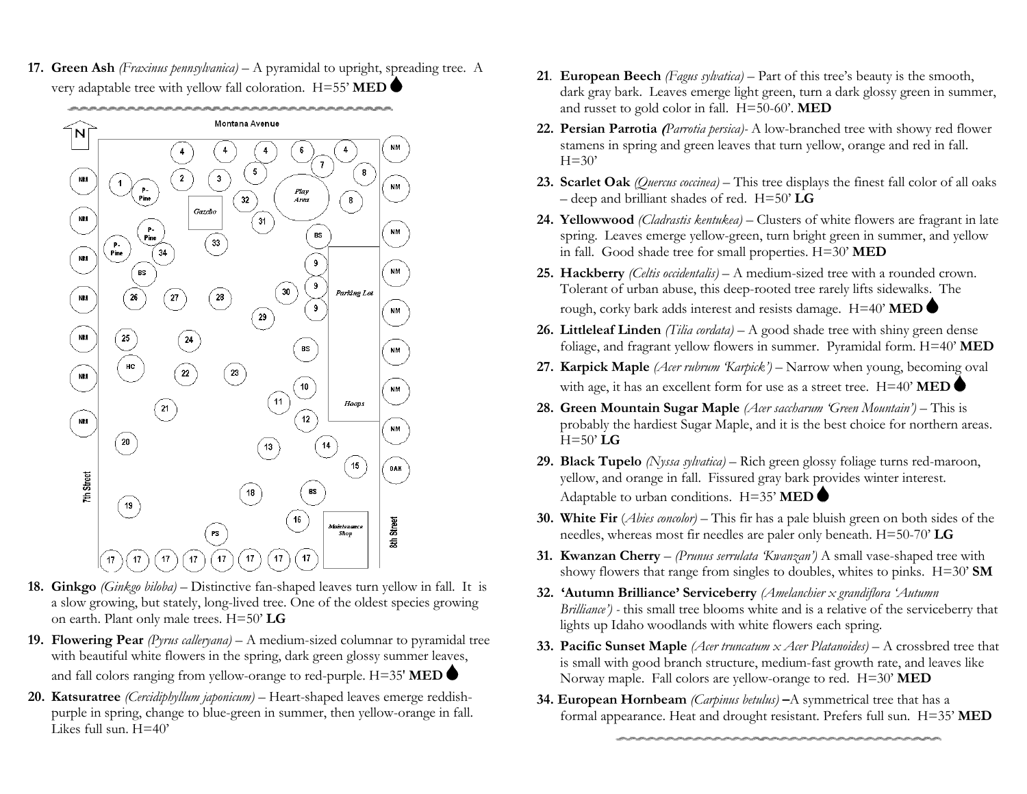**17. Green Ash** *(Fraxinus pennsylvanica)* – A pyramidal to upright, spreading tree. A very adaptable tree with yellow fall coloration. H=55' **MED**

Montana Avenue

N

Gazebo

Play Area

Parking Lot

Hoops

Maintenance Shop

7th Street

8th Street

**18. Ginkgo** *(Ginkgo biloba)* – Distinctive fan-shaped leaves turn yellow in fall. It is a slow growing, but stately, long-lived tree. One of the oldest species growing on earth. Plant only male trees. H=50' **LG**

**19. Flowering Pear** *(Pyrus calleryana)* – A medium-sized columnar to pyramidal tree with beautiful white flowers in the spring, dark green glossy summer leaves, and fall colors ranging from yellow-orange to red-purple. H=35' **MED**

**20. Katsuratree** *(Cercidiphyllum japonicum)* – Heart-shaped leaves emerge reddish-purple in spring, change to blue-green in summer, then yellow-orange in fall. Likes full sun. H=40'

**21. European Beech** *(Fagus sylvatica)* – Part of this tree's beauty is the smooth, dark gray bark. Leaves emerge light green, turn a dark glossy green in summer, and russet to gold color in fall. H=50-60'. **MED**

**22. Persian Parrotia** *(Parrotia persica)*- A low-branched tree with showy red flower stamens in spring and green leaves that turn yellow, orange and red in fall. H=30'

**23. Scarlet Oak** *(Quercus coccinea)* – This tree displays the finest fall color of all oaks – deep and brilliant shades of red. H=50' **LG**

**24. Yellowwood** *(Cladrastis kentukea)* – Clusters of white flowers are fragrant in late spring. Leaves emerge yellow-green, turn bright green in summer, and yellow in fall. Good shade tree for small properties. H=30' **MED**

**25. Hackberry** *(Celtis occidentalis)* – A medium-sized tree with a rounded crown. Tolerant of urban abuse, this deep-rooted tree rarely lifts sidewalks. The rough, corky bark adds interest and resists damage. H=40' **MED**

**26. Littleleaf Linden** *(Tilia cordata)* – A good shade tree with shiny green dense foliage, and fragrant yellow flowers in summer. Pyramidal form. H=40' **MED**

**27. Karpick Maple** *(Acer rubrum 'Karpick')* – Narrow when young, becoming oval with age, it has an excellent form for use as a street tree. H=40' **MED**

**28. Green Mountain Sugar Maple** *(Acer saccharum 'Green Mountain')* – This is probably the hardiest Sugar Maple, and it is the best choice for northern areas. H=50' **LG**

**29. Black Tupelo** *(Nyssa sylvatica)* – Rich green glossy foliage turns red-maroon, yellow, and orange in fall. Fissured gray bark provides winter interest. Adaptable to urban conditions. H=35' **MED**

**30. White Fir** *(Abies concolor)* – This fir has a pale bluish green on both sides of the needles, whereas most fir needles are paler only beneath. H=50-70' **LG**

**31. Kwanzan Cherry** – *(Prunus serrulata 'Kwanzan')* A small vase-shaped tree with showy flowers that range from singles to doubles, whites to pinks. H=30' **SM**

**32. 'Autumn Brilliance' Serviceberry** *(Amelanchier x grandiflora 'Autumn Brilliance')* - this small tree blooms white and is a relative of the serviceberry that lights up Idaho woodlands with white flowers each spring.

**33. Pacific Sunset Maple** *(Acer truncatum x Acer Platanoides)* – A crossbred tree that is small with good branch structure, medium-fast growth rate, and leaves like Norway maple. Fall colors are yellow-orange to red. H=30' **MED**

**34. European Hornbeam** *(Carpinus betulus)* –A symmetrical tree that has a formal appearance. Heat and drought resistant. Prefers full sun. H=35' **MED**